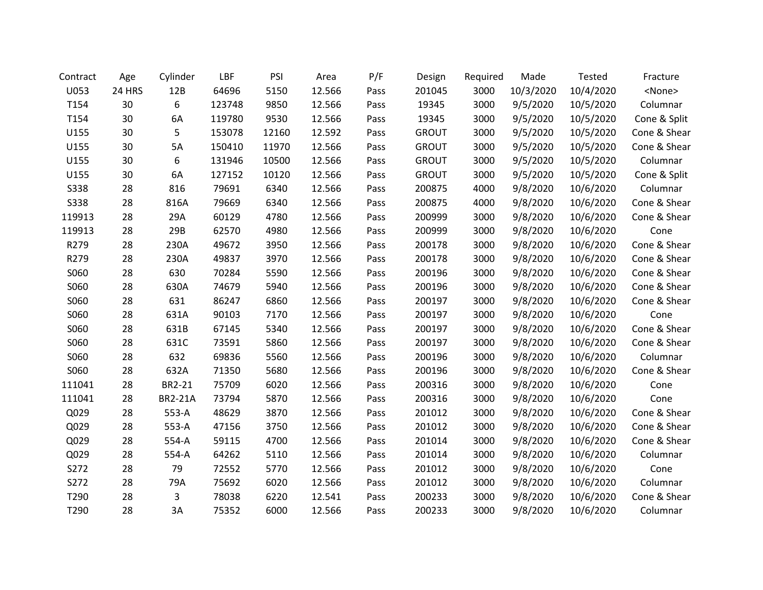| Contract | Age | Cylinder | LBF | PSI | Area | P/F | Design | Required | Made | Tested | Fracture |
|---|---|---|---|---|---|---|---|---|---|---|---|
| U053 | 24 HRS | 12B | 64696 | 5150 | 12.566 | Pass | 201045 | 3000 | 10/3/2020 | 10/4/2020 | <None> |
| T154 | 30 | 6 | 123748 | 9850 | 12.566 | Pass | 19345 | 3000 | 9/5/2020 | 10/5/2020 | Columnar |
| T154 | 30 | 6A | 119780 | 9530 | 12.566 | Pass | 19345 | 3000 | 9/5/2020 | 10/5/2020 | Cone & Split |
| U155 | 30 | 5 | 153078 | 12160 | 12.592 | Pass | GROUT | 3000 | 9/5/2020 | 10/5/2020 | Cone & Shear |
| U155 | 30 | 5A | 150410 | 11970 | 12.566 | Pass | GROUT | 3000 | 9/5/2020 | 10/5/2020 | Cone & Shear |
| U155 | 30 | 6 | 131946 | 10500 | 12.566 | Pass | GROUT | 3000 | 9/5/2020 | 10/5/2020 | Columnar |
| U155 | 30 | 6A | 127152 | 10120 | 12.566 | Pass | GROUT | 3000 | 9/5/2020 | 10/5/2020 | Cone & Split |
| S338 | 28 | 816 | 79691 | 6340 | 12.566 | Pass | 200875 | 4000 | 9/8/2020 | 10/6/2020 | Columnar |
| S338 | 28 | 816A | 79669 | 6340 | 12.566 | Pass | 200875 | 4000 | 9/8/2020 | 10/6/2020 | Cone & Shear |
| 119913 | 28 | 29A | 60129 | 4780 | 12.566 | Pass | 200999 | 3000 | 9/8/2020 | 10/6/2020 | Cone & Shear |
| 119913 | 28 | 29B | 62570 | 4980 | 12.566 | Pass | 200999 | 3000 | 9/8/2020 | 10/6/2020 | Cone |
| R279 | 28 | 230A | 49672 | 3950 | 12.566 | Pass | 200178 | 3000 | 9/8/2020 | 10/6/2020 | Cone & Shear |
| R279 | 28 | 230A | 49837 | 3970 | 12.566 | Pass | 200178 | 3000 | 9/8/2020 | 10/6/2020 | Cone & Shear |
| S060 | 28 | 630 | 70284 | 5590 | 12.566 | Pass | 200196 | 3000 | 9/8/2020 | 10/6/2020 | Cone & Shear |
| S060 | 28 | 630A | 74679 | 5940 | 12.566 | Pass | 200196 | 3000 | 9/8/2020 | 10/6/2020 | Cone & Shear |
| S060 | 28 | 631 | 86247 | 6860 | 12.566 | Pass | 200197 | 3000 | 9/8/2020 | 10/6/2020 | Cone & Shear |
| S060 | 28 | 631A | 90103 | 7170 | 12.566 | Pass | 200197 | 3000 | 9/8/2020 | 10/6/2020 | Cone |
| S060 | 28 | 631B | 67145 | 5340 | 12.566 | Pass | 200197 | 3000 | 9/8/2020 | 10/6/2020 | Cone & Shear |
| S060 | 28 | 631C | 73591 | 5860 | 12.566 | Pass | 200197 | 3000 | 9/8/2020 | 10/6/2020 | Cone & Shear |
| S060 | 28 | 632 | 69836 | 5560 | 12.566 | Pass | 200196 | 3000 | 9/8/2020 | 10/6/2020 | Columnar |
| S060 | 28 | 632A | 71350 | 5680 | 12.566 | Pass | 200196 | 3000 | 9/8/2020 | 10/6/2020 | Cone & Shear |
| 111041 | 28 | BR2-21 | 75709 | 6020 | 12.566 | Pass | 200316 | 3000 | 9/8/2020 | 10/6/2020 | Cone |
| 111041 | 28 | BR2-21A | 73794 | 5870 | 12.566 | Pass | 200316 | 3000 | 9/8/2020 | 10/6/2020 | Cone |
| Q029 | 28 | 553-A | 48629 | 3870 | 12.566 | Pass | 201012 | 3000 | 9/8/2020 | 10/6/2020 | Cone & Shear |
| Q029 | 28 | 553-A | 47156 | 3750 | 12.566 | Pass | 201012 | 3000 | 9/8/2020 | 10/6/2020 | Cone & Shear |
| Q029 | 28 | 554-A | 59115 | 4700 | 12.566 | Pass | 201014 | 3000 | 9/8/2020 | 10/6/2020 | Cone & Shear |
| Q029 | 28 | 554-A | 64262 | 5110 | 12.566 | Pass | 201014 | 3000 | 9/8/2020 | 10/6/2020 | Columnar |
| S272 | 28 | 79 | 72552 | 5770 | 12.566 | Pass | 201012 | 3000 | 9/8/2020 | 10/6/2020 | Cone |
| S272 | 28 | 79A | 75692 | 6020 | 12.566 | Pass | 201012 | 3000 | 9/8/2020 | 10/6/2020 | Columnar |
| T290 | 28 | 3 | 78038 | 6220 | 12.541 | Pass | 200233 | 3000 | 9/8/2020 | 10/6/2020 | Cone & Shear |
| T290 | 28 | 3A | 75352 | 6000 | 12.566 | Pass | 200233 | 3000 | 9/8/2020 | 10/6/2020 | Columnar |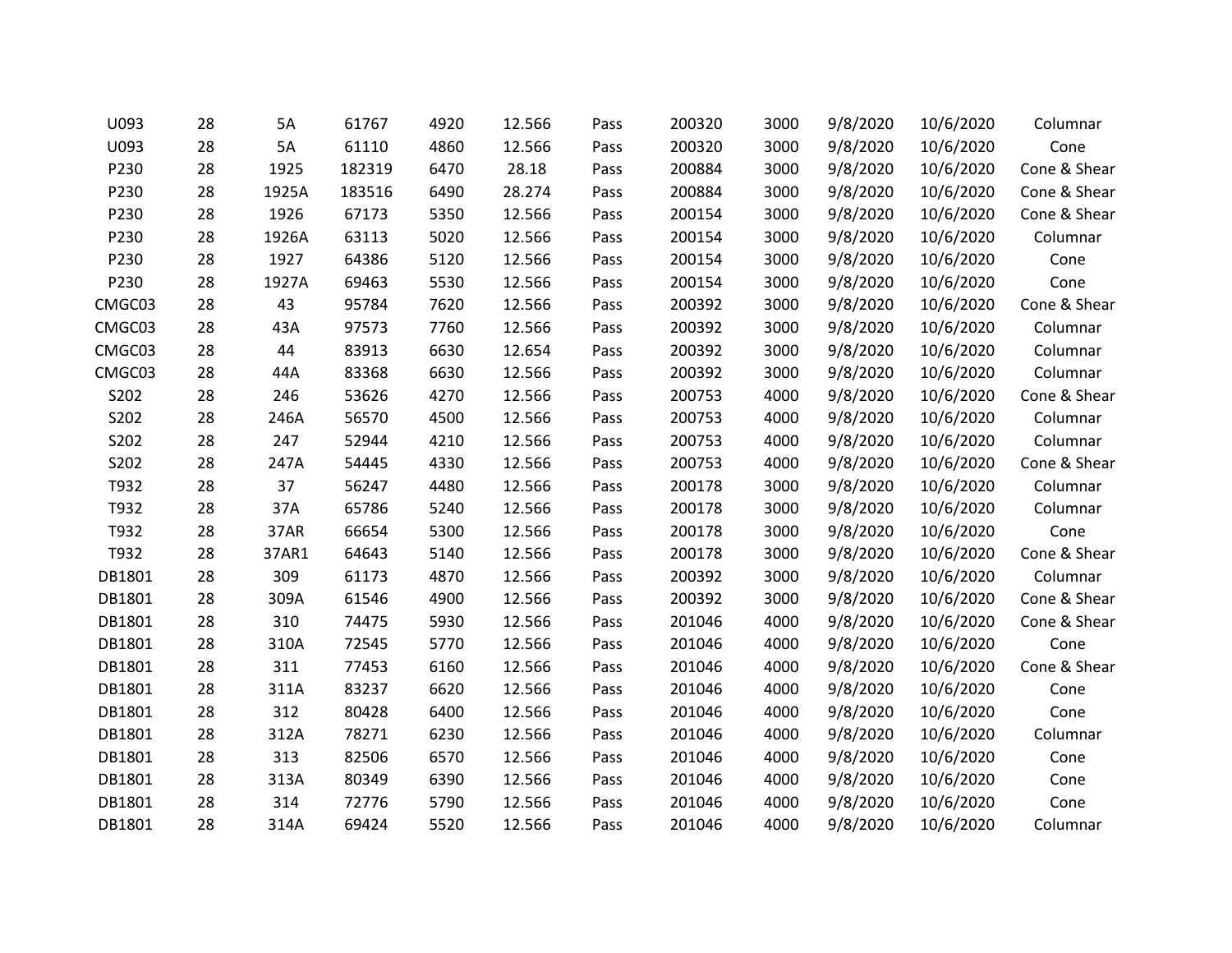| | | | | | | | | | | | |
|---|---|---|---|---|---|---|---|---|---|---|---|
| U093 | 28 | 5A | 61767 | 4920 | 12.566 | Pass | 200320 | 3000 | 9/8/2020 | 10/6/2020 | Columnar |
| U093 | 28 | 5A | 61110 | 4860 | 12.566 | Pass | 200320 | 3000 | 9/8/2020 | 10/6/2020 | Cone |
| P230 | 28 | 1925 | 182319 | 6470 | 28.18 | Pass | 200884 | 3000 | 9/8/2020 | 10/6/2020 | Cone & Shear |
| P230 | 28 | 1925A | 183516 | 6490 | 28.274 | Pass | 200884 | 3000 | 9/8/2020 | 10/6/2020 | Cone & Shear |
| P230 | 28 | 1926 | 67173 | 5350 | 12.566 | Pass | 200154 | 3000 | 9/8/2020 | 10/6/2020 | Cone & Shear |
| P230 | 28 | 1926A | 63113 | 5020 | 12.566 | Pass | 200154 | 3000 | 9/8/2020 | 10/6/2020 | Columnar |
| P230 | 28 | 1927 | 64386 | 5120 | 12.566 | Pass | 200154 | 3000 | 9/8/2020 | 10/6/2020 | Cone |
| P230 | 28 | 1927A | 69463 | 5530 | 12.566 | Pass | 200154 | 3000 | 9/8/2020 | 10/6/2020 | Cone |
| CMGC03 | 28 | 43 | 95784 | 7620 | 12.566 | Pass | 200392 | 3000 | 9/8/2020 | 10/6/2020 | Cone & Shear |
| CMGC03 | 28 | 43A | 97573 | 7760 | 12.566 | Pass | 200392 | 3000 | 9/8/2020 | 10/6/2020 | Columnar |
| CMGC03 | 28 | 44 | 83913 | 6630 | 12.654 | Pass | 200392 | 3000 | 9/8/2020 | 10/6/2020 | Columnar |
| CMGC03 | 28 | 44A | 83368 | 6630 | 12.566 | Pass | 200392 | 3000 | 9/8/2020 | 10/6/2020 | Columnar |
| S202 | 28 | 246 | 53626 | 4270 | 12.566 | Pass | 200753 | 4000 | 9/8/2020 | 10/6/2020 | Cone & Shear |
| S202 | 28 | 246A | 56570 | 4500 | 12.566 | Pass | 200753 | 4000 | 9/8/2020 | 10/6/2020 | Columnar |
| S202 | 28 | 247 | 52944 | 4210 | 12.566 | Pass | 200753 | 4000 | 9/8/2020 | 10/6/2020 | Columnar |
| S202 | 28 | 247A | 54445 | 4330 | 12.566 | Pass | 200753 | 4000 | 9/8/2020 | 10/6/2020 | Cone & Shear |
| T932 | 28 | 37 | 56247 | 4480 | 12.566 | Pass | 200178 | 3000 | 9/8/2020 | 10/6/2020 | Columnar |
| T932 | 28 | 37A | 65786 | 5240 | 12.566 | Pass | 200178 | 3000 | 9/8/2020 | 10/6/2020 | Columnar |
| T932 | 28 | 37AR | 66654 | 5300 | 12.566 | Pass | 200178 | 3000 | 9/8/2020 | 10/6/2020 | Cone |
| T932 | 28 | 37AR1 | 64643 | 5140 | 12.566 | Pass | 200178 | 3000 | 9/8/2020 | 10/6/2020 | Cone & Shear |
| DB1801 | 28 | 309 | 61173 | 4870 | 12.566 | Pass | 200392 | 3000 | 9/8/2020 | 10/6/2020 | Columnar |
| DB1801 | 28 | 309A | 61546 | 4900 | 12.566 | Pass | 200392 | 3000 | 9/8/2020 | 10/6/2020 | Cone & Shear |
| DB1801 | 28 | 310 | 74475 | 5930 | 12.566 | Pass | 201046 | 4000 | 9/8/2020 | 10/6/2020 | Cone & Shear |
| DB1801 | 28 | 310A | 72545 | 5770 | 12.566 | Pass | 201046 | 4000 | 9/8/2020 | 10/6/2020 | Cone |
| DB1801 | 28 | 311 | 77453 | 6160 | 12.566 | Pass | 201046 | 4000 | 9/8/2020 | 10/6/2020 | Cone & Shear |
| DB1801 | 28 | 311A | 83237 | 6620 | 12.566 | Pass | 201046 | 4000 | 9/8/2020 | 10/6/2020 | Cone |
| DB1801 | 28 | 312 | 80428 | 6400 | 12.566 | Pass | 201046 | 4000 | 9/8/2020 | 10/6/2020 | Cone |
| DB1801 | 28 | 312A | 78271 | 6230 | 12.566 | Pass | 201046 | 4000 | 9/8/2020 | 10/6/2020 | Columnar |
| DB1801 | 28 | 313 | 82506 | 6570 | 12.566 | Pass | 201046 | 4000 | 9/8/2020 | 10/6/2020 | Cone |
| DB1801 | 28 | 313A | 80349 | 6390 | 12.566 | Pass | 201046 | 4000 | 9/8/2020 | 10/6/2020 | Cone |
| DB1801 | 28 | 314 | 72776 | 5790 | 12.566 | Pass | 201046 | 4000 | 9/8/2020 | 10/6/2020 | Cone |
| DB1801 | 28 | 314A | 69424 | 5520 | 12.566 | Pass | 201046 | 4000 | 9/8/2020 | 10/6/2020 | Columnar |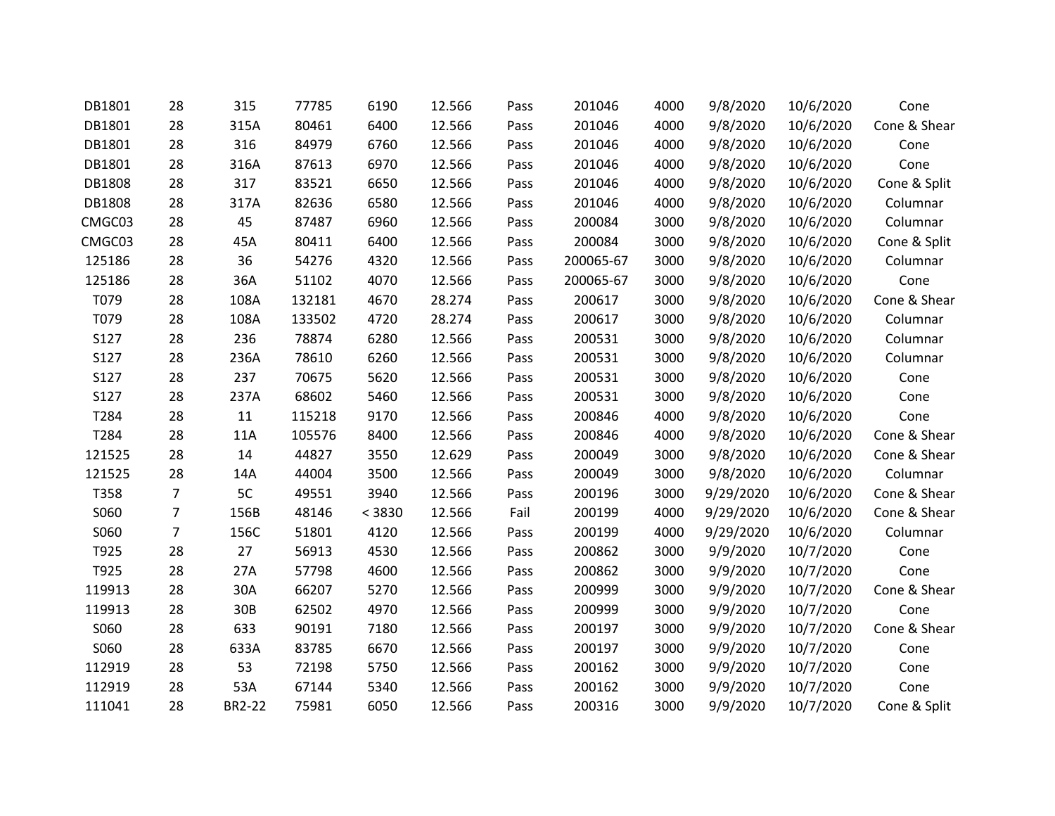| | | | | | | | | | | | |
|---|---|---|---|---|---|---|---|---|---|---|---|
| DB1801 | 28 | 315 | 77785 | 6190 | 12.566 | Pass | 201046 | 4000 | 9/8/2020 | 10/6/2020 | Cone |
| DB1801 | 28 | 315A | 80461 | 6400 | 12.566 | Pass | 201046 | 4000 | 9/8/2020 | 10/6/2020 | Cone & Shear |
| DB1801 | 28 | 316 | 84979 | 6760 | 12.566 | Pass | 201046 | 4000 | 9/8/2020 | 10/6/2020 | Cone |
| DB1801 | 28 | 316A | 87613 | 6970 | 12.566 | Pass | 201046 | 4000 | 9/8/2020 | 10/6/2020 | Cone |
| DB1808 | 28 | 317 | 83521 | 6650 | 12.566 | Pass | 201046 | 4000 | 9/8/2020 | 10/6/2020 | Cone & Split |
| DB1808 | 28 | 317A | 82636 | 6580 | 12.566 | Pass | 201046 | 4000 | 9/8/2020 | 10/6/2020 | Columnar |
| CMGC03 | 28 | 45 | 87487 | 6960 | 12.566 | Pass | 200084 | 3000 | 9/8/2020 | 10/6/2020 | Columnar |
| CMGC03 | 28 | 45A | 80411 | 6400 | 12.566 | Pass | 200084 | 3000 | 9/8/2020 | 10/6/2020 | Cone & Split |
| 125186 | 28 | 36 | 54276 | 4320 | 12.566 | Pass | 200065-67 | 3000 | 9/8/2020 | 10/6/2020 | Columnar |
| 125186 | 28 | 36A | 51102 | 4070 | 12.566 | Pass | 200065-67 | 3000 | 9/8/2020 | 10/6/2020 | Cone |
| T079 | 28 | 108A | 132181 | 4670 | 28.274 | Pass | 200617 | 3000 | 9/8/2020 | 10/6/2020 | Cone & Shear |
| T079 | 28 | 108A | 133502 | 4720 | 28.274 | Pass | 200617 | 3000 | 9/8/2020 | 10/6/2020 | Columnar |
| S127 | 28 | 236 | 78874 | 6280 | 12.566 | Pass | 200531 | 3000 | 9/8/2020 | 10/6/2020 | Columnar |
| S127 | 28 | 236A | 78610 | 6260 | 12.566 | Pass | 200531 | 3000 | 9/8/2020 | 10/6/2020 | Columnar |
| S127 | 28 | 237 | 70675 | 5620 | 12.566 | Pass | 200531 | 3000 | 9/8/2020 | 10/6/2020 | Cone |
| S127 | 28 | 237A | 68602 | 5460 | 12.566 | Pass | 200531 | 3000 | 9/8/2020 | 10/6/2020 | Cone |
| T284 | 28 | 11 | 115218 | 9170 | 12.566 | Pass | 200846 | 4000 | 9/8/2020 | 10/6/2020 | Cone |
| T284 | 28 | 11A | 105576 | 8400 | 12.566 | Pass | 200846 | 4000 | 9/8/2020 | 10/6/2020 | Cone & Shear |
| 121525 | 28 | 14 | 44827 | 3550 | 12.629 | Pass | 200049 | 3000 | 9/8/2020 | 10/6/2020 | Cone & Shear |
| 121525 | 28 | 14A | 44004 | 3500 | 12.566 | Pass | 200049 | 3000 | 9/8/2020 | 10/6/2020 | Columnar |
| T358 | 7 | 5C | 49551 | 3940 | 12.566 | Pass | 200196 | 3000 | 9/29/2020 | 10/6/2020 | Cone & Shear |
| S060 | 7 | 156B | 48146 | < 3830 | 12.566 | Fail | 200199 | 4000 | 9/29/2020 | 10/6/2020 | Cone & Shear |
| S060 | 7 | 156C | 51801 | 4120 | 12.566 | Pass | 200199 | 4000 | 9/29/2020 | 10/6/2020 | Columnar |
| T925 | 28 | 27 | 56913 | 4530 | 12.566 | Pass | 200862 | 3000 | 9/9/2020 | 10/7/2020 | Cone |
| T925 | 28 | 27A | 57798 | 4600 | 12.566 | Pass | 200862 | 3000 | 9/9/2020 | 10/7/2020 | Cone |
| 119913 | 28 | 30A | 66207 | 5270 | 12.566 | Pass | 200999 | 3000 | 9/9/2020 | 10/7/2020 | Cone & Shear |
| 119913 | 28 | 30B | 62502 | 4970 | 12.566 | Pass | 200999 | 3000 | 9/9/2020 | 10/7/2020 | Cone |
| S060 | 28 | 633 | 90191 | 7180 | 12.566 | Pass | 200197 | 3000 | 9/9/2020 | 10/7/2020 | Cone & Shear |
| S060 | 28 | 633A | 83785 | 6670 | 12.566 | Pass | 200197 | 3000 | 9/9/2020 | 10/7/2020 | Cone |
| 112919 | 28 | 53 | 72198 | 5750 | 12.566 | Pass | 200162 | 3000 | 9/9/2020 | 10/7/2020 | Cone |
| 112919 | 28 | 53A | 67144 | 5340 | 12.566 | Pass | 200162 | 3000 | 9/9/2020 | 10/7/2020 | Cone |
| 111041 | 28 | BR2-22 | 75981 | 6050 | 12.566 | Pass | 200316 | 3000 | 9/9/2020 | 10/7/2020 | Cone & Split |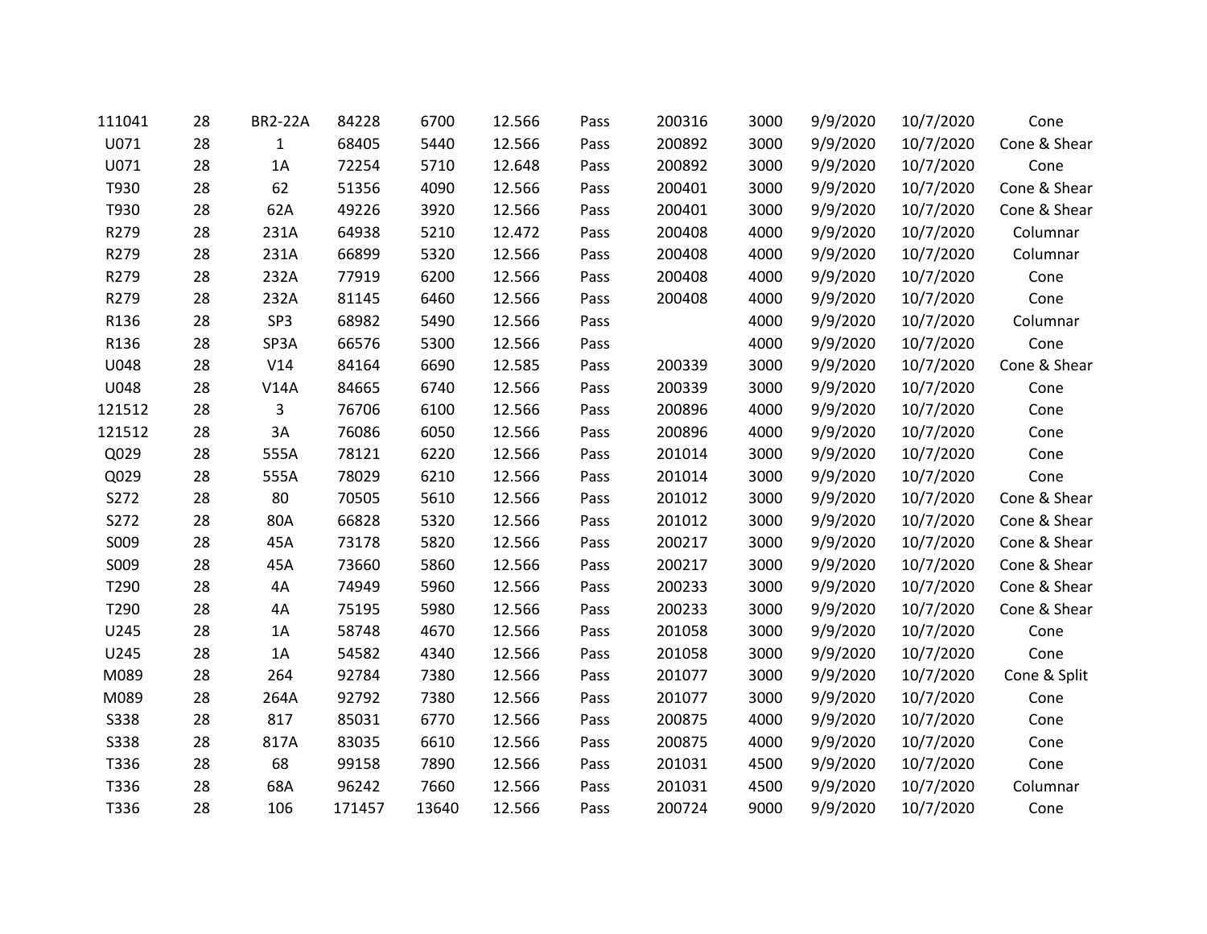| | | | | | | | | | | | |
|---|---|---|---|---|---|---|---|---|---|---|---|
| 111041 | 28 | BR2-22A | 84228 | 6700 | 12.566 | Pass | 200316 | 3000 | 9/9/2020 | 10/7/2020 | Cone |
| U071 | 28 | 1 | 68405 | 5440 | 12.566 | Pass | 200892 | 3000 | 9/9/2020 | 10/7/2020 | Cone & Shear |
| U071 | 28 | 1A | 72254 | 5710 | 12.648 | Pass | 200892 | 3000 | 9/9/2020 | 10/7/2020 | Cone |
| T930 | 28 | 62 | 51356 | 4090 | 12.566 | Pass | 200401 | 3000 | 9/9/2020 | 10/7/2020 | Cone & Shear |
| T930 | 28 | 62A | 49226 | 3920 | 12.566 | Pass | 200401 | 3000 | 9/9/2020 | 10/7/2020 | Cone & Shear |
| R279 | 28 | 231A | 64938 | 5210 | 12.472 | Pass | 200408 | 4000 | 9/9/2020 | 10/7/2020 | Columnar |
| R279 | 28 | 231A | 66899 | 5320 | 12.566 | Pass | 200408 | 4000 | 9/9/2020 | 10/7/2020 | Columnar |
| R279 | 28 | 232A | 77919 | 6200 | 12.566 | Pass | 200408 | 4000 | 9/9/2020 | 10/7/2020 | Cone |
| R279 | 28 | 232A | 81145 | 6460 | 12.566 | Pass | 200408 | 4000 | 9/9/2020 | 10/7/2020 | Cone |
| R136 | 28 | SP3 | 68982 | 5490 | 12.566 | Pass | | 4000 | 9/9/2020 | 10/7/2020 | Columnar |
| R136 | 28 | SP3A | 66576 | 5300 | 12.566 | Pass | | 4000 | 9/9/2020 | 10/7/2020 | Cone |
| U048 | 28 | V14 | 84164 | 6690 | 12.585 | Pass | 200339 | 3000 | 9/9/2020 | 10/7/2020 | Cone & Shear |
| U048 | 28 | V14A | 84665 | 6740 | 12.566 | Pass | 200339 | 3000 | 9/9/2020 | 10/7/2020 | Cone |
| 121512 | 28 | 3 | 76706 | 6100 | 12.566 | Pass | 200896 | 4000 | 9/9/2020 | 10/7/2020 | Cone |
| 121512 | 28 | 3A | 76086 | 6050 | 12.566 | Pass | 200896 | 4000 | 9/9/2020 | 10/7/2020 | Cone |
| Q029 | 28 | 555A | 78121 | 6220 | 12.566 | Pass | 201014 | 3000 | 9/9/2020 | 10/7/2020 | Cone |
| Q029 | 28 | 555A | 78029 | 6210 | 12.566 | Pass | 201014 | 3000 | 9/9/2020 | 10/7/2020 | Cone |
| S272 | 28 | 80 | 70505 | 5610 | 12.566 | Pass | 201012 | 3000 | 9/9/2020 | 10/7/2020 | Cone & Shear |
| S272 | 28 | 80A | 66828 | 5320 | 12.566 | Pass | 201012 | 3000 | 9/9/2020 | 10/7/2020 | Cone & Shear |
| S009 | 28 | 45A | 73178 | 5820 | 12.566 | Pass | 200217 | 3000 | 9/9/2020 | 10/7/2020 | Cone & Shear |
| S009 | 28 | 45A | 73660 | 5860 | 12.566 | Pass | 200217 | 3000 | 9/9/2020 | 10/7/2020 | Cone & Shear |
| T290 | 28 | 4A | 74949 | 5960 | 12.566 | Pass | 200233 | 3000 | 9/9/2020 | 10/7/2020 | Cone & Shear |
| T290 | 28 | 4A | 75195 | 5980 | 12.566 | Pass | 200233 | 3000 | 9/9/2020 | 10/7/2020 | Cone & Shear |
| U245 | 28 | 1A | 58748 | 4670 | 12.566 | Pass | 201058 | 3000 | 9/9/2020 | 10/7/2020 | Cone |
| U245 | 28 | 1A | 54582 | 4340 | 12.566 | Pass | 201058 | 3000 | 9/9/2020 | 10/7/2020 | Cone |
| M089 | 28 | 264 | 92784 | 7380 | 12.566 | Pass | 201077 | 3000 | 9/9/2020 | 10/7/2020 | Cone & Split |
| M089 | 28 | 264A | 92792 | 7380 | 12.566 | Pass | 201077 | 3000 | 9/9/2020 | 10/7/2020 | Cone |
| S338 | 28 | 817 | 85031 | 6770 | 12.566 | Pass | 200875 | 4000 | 9/9/2020 | 10/7/2020 | Cone |
| S338 | 28 | 817A | 83035 | 6610 | 12.566 | Pass | 200875 | 4000 | 9/9/2020 | 10/7/2020 | Cone |
| T336 | 28 | 68 | 99158 | 7890 | 12.566 | Pass | 201031 | 4500 | 9/9/2020 | 10/7/2020 | Cone |
| T336 | 28 | 68A | 96242 | 7660 | 12.566 | Pass | 201031 | 4500 | 9/9/2020 | 10/7/2020 | Columnar |
| T336 | 28 | 106 | 171457 | 13640 | 12.566 | Pass | 200724 | 9000 | 9/9/2020 | 10/7/2020 | Cone |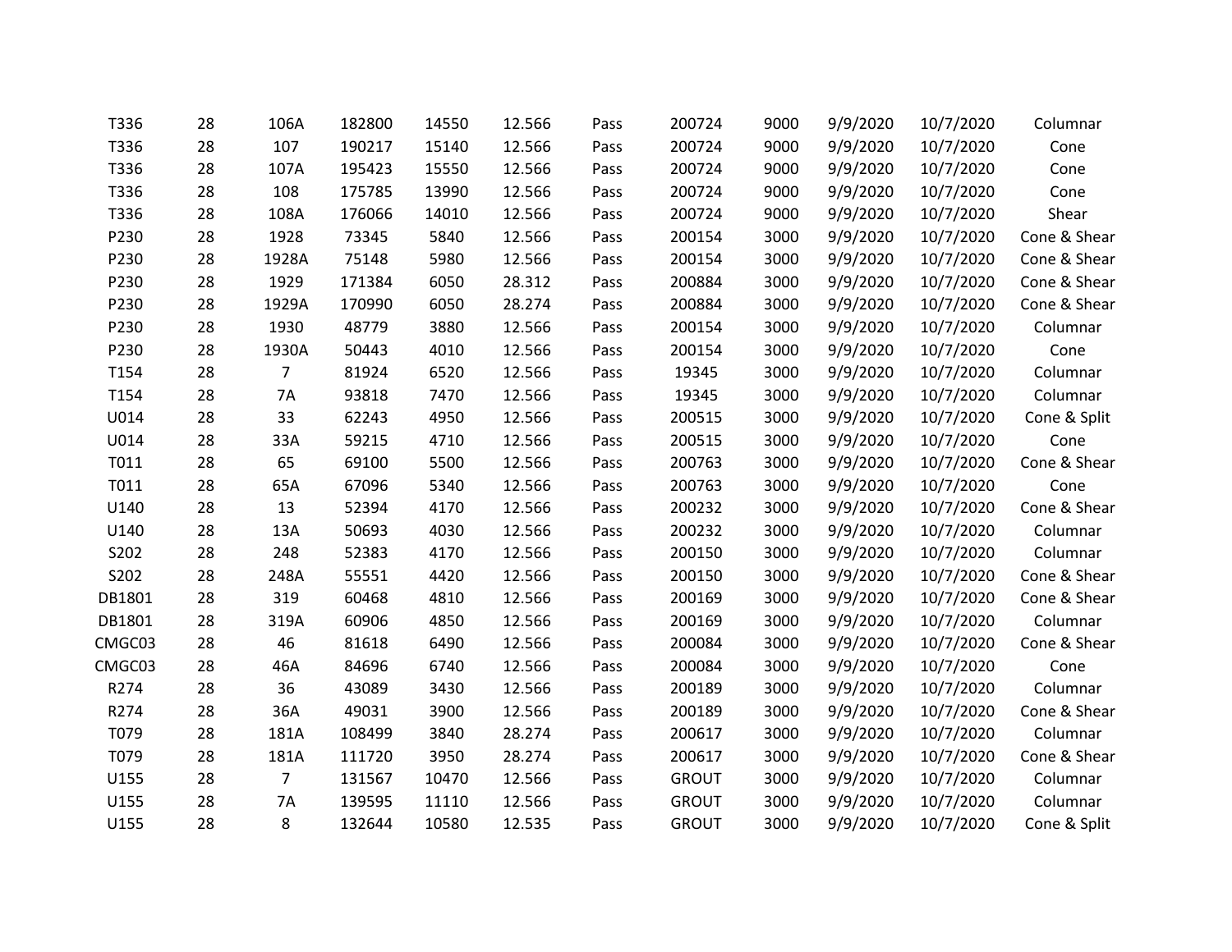| | | | | | | | | | | | |
|---|---|---|---|---|---|---|---|---|---|---|---|
| T336 | 28 | 106A | 182800 | 14550 | 12.566 | Pass | 200724 | 9000 | 9/9/2020 | 10/7/2020 | Columnar |
| T336 | 28 | 107 | 190217 | 15140 | 12.566 | Pass | 200724 | 9000 | 9/9/2020 | 10/7/2020 | Cone |
| T336 | 28 | 107A | 195423 | 15550 | 12.566 | Pass | 200724 | 9000 | 9/9/2020 | 10/7/2020 | Cone |
| T336 | 28 | 108 | 175785 | 13990 | 12.566 | Pass | 200724 | 9000 | 9/9/2020 | 10/7/2020 | Cone |
| T336 | 28 | 108A | 176066 | 14010 | 12.566 | Pass | 200724 | 9000 | 9/9/2020 | 10/7/2020 | Shear |
| P230 | 28 | 1928 | 73345 | 5840 | 12.566 | Pass | 200154 | 3000 | 9/9/2020 | 10/7/2020 | Cone & Shear |
| P230 | 28 | 1928A | 75148 | 5980 | 12.566 | Pass | 200154 | 3000 | 9/9/2020 | 10/7/2020 | Cone & Shear |
| P230 | 28 | 1929 | 171384 | 6050 | 28.312 | Pass | 200884 | 3000 | 9/9/2020 | 10/7/2020 | Cone & Shear |
| P230 | 28 | 1929A | 170990 | 6050 | 28.274 | Pass | 200884 | 3000 | 9/9/2020 | 10/7/2020 | Cone & Shear |
| P230 | 28 | 1930 | 48779 | 3880 | 12.566 | Pass | 200154 | 3000 | 9/9/2020 | 10/7/2020 | Columnar |
| P230 | 28 | 1930A | 50443 | 4010 | 12.566 | Pass | 200154 | 3000 | 9/9/2020 | 10/7/2020 | Cone |
| T154 | 28 | 7 | 81924 | 6520 | 12.566 | Pass | 19345 | 3000 | 9/9/2020 | 10/7/2020 | Columnar |
| T154 | 28 | 7A | 93818 | 7470 | 12.566 | Pass | 19345 | 3000 | 9/9/2020 | 10/7/2020 | Columnar |
| U014 | 28 | 33 | 62243 | 4950 | 12.566 | Pass | 200515 | 3000 | 9/9/2020 | 10/7/2020 | Cone & Split |
| U014 | 28 | 33A | 59215 | 4710 | 12.566 | Pass | 200515 | 3000 | 9/9/2020 | 10/7/2020 | Cone |
| T011 | 28 | 65 | 69100 | 5500 | 12.566 | Pass | 200763 | 3000 | 9/9/2020 | 10/7/2020 | Cone & Shear |
| T011 | 28 | 65A | 67096 | 5340 | 12.566 | Pass | 200763 | 3000 | 9/9/2020 | 10/7/2020 | Cone |
| U140 | 28 | 13 | 52394 | 4170 | 12.566 | Pass | 200232 | 3000 | 9/9/2020 | 10/7/2020 | Cone & Shear |
| U140 | 28 | 13A | 50693 | 4030 | 12.566 | Pass | 200232 | 3000 | 9/9/2020 | 10/7/2020 | Columnar |
| S202 | 28 | 248 | 52383 | 4170 | 12.566 | Pass | 200150 | 3000 | 9/9/2020 | 10/7/2020 | Columnar |
| S202 | 28 | 248A | 55551 | 4420 | 12.566 | Pass | 200150 | 3000 | 9/9/2020 | 10/7/2020 | Cone & Shear |
| DB1801 | 28 | 319 | 60468 | 4810 | 12.566 | Pass | 200169 | 3000 | 9/9/2020 | 10/7/2020 | Cone & Shear |
| DB1801 | 28 | 319A | 60906 | 4850 | 12.566 | Pass | 200169 | 3000 | 9/9/2020 | 10/7/2020 | Columnar |
| CMGC03 | 28 | 46 | 81618 | 6490 | 12.566 | Pass | 200084 | 3000 | 9/9/2020 | 10/7/2020 | Cone & Shear |
| CMGC03 | 28 | 46A | 84696 | 6740 | 12.566 | Pass | 200084 | 3000 | 9/9/2020 | 10/7/2020 | Cone |
| R274 | 28 | 36 | 43089 | 3430 | 12.566 | Pass | 200189 | 3000 | 9/9/2020 | 10/7/2020 | Columnar |
| R274 | 28 | 36A | 49031 | 3900 | 12.566 | Pass | 200189 | 3000 | 9/9/2020 | 10/7/2020 | Cone & Shear |
| T079 | 28 | 181A | 108499 | 3840 | 28.274 | Pass | 200617 | 3000 | 9/9/2020 | 10/7/2020 | Columnar |
| T079 | 28 | 181A | 111720 | 3950 | 28.274 | Pass | 200617 | 3000 | 9/9/2020 | 10/7/2020 | Cone & Shear |
| U155 | 28 | 7 | 131567 | 10470 | 12.566 | Pass | GROUT | 3000 | 9/9/2020 | 10/7/2020 | Columnar |
| U155 | 28 | 7A | 139595 | 11110 | 12.566 | Pass | GROUT | 3000 | 9/9/2020 | 10/7/2020 | Columnar |
| U155 | 28 | 8 | 132644 | 10580 | 12.535 | Pass | GROUT | 3000 | 9/9/2020 | 10/7/2020 | Cone & Split |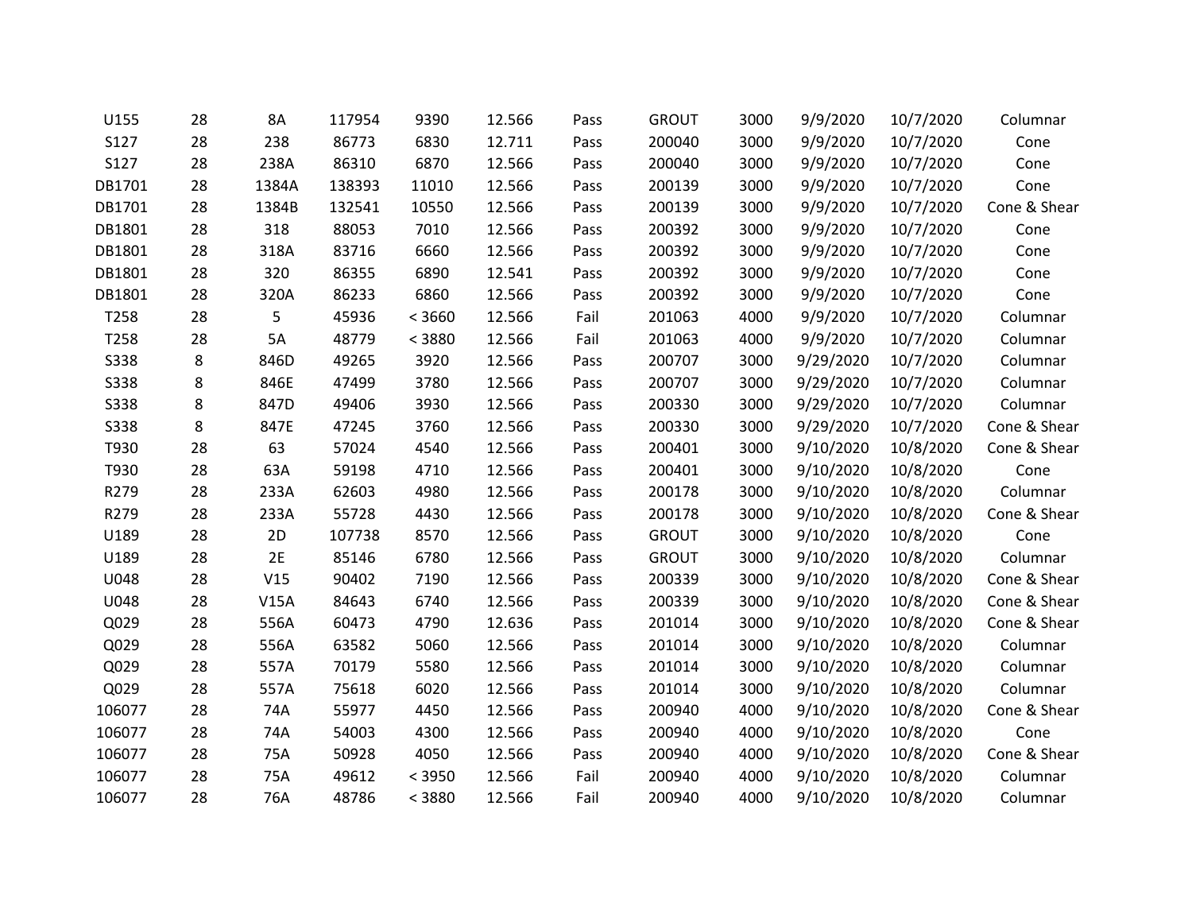| | | | | | | | | | | | |
|---|---|---|---|---|---|---|---|---|---|---|---|
| U155 | 28 | 8A | 117954 | 9390 | 12.566 | Pass | GROUT | 3000 | 9/9/2020 | 10/7/2020 | Columnar |
| S127 | 28 | 238 | 86773 | 6830 | 12.711 | Pass | 200040 | 3000 | 9/9/2020 | 10/7/2020 | Cone |
| S127 | 28 | 238A | 86310 | 6870 | 12.566 | Pass | 200040 | 3000 | 9/9/2020 | 10/7/2020 | Cone |
| DB1701 | 28 | 1384A | 138393 | 11010 | 12.566 | Pass | 200139 | 3000 | 9/9/2020 | 10/7/2020 | Cone |
| DB1701 | 28 | 1384B | 132541 | 10550 | 12.566 | Pass | 200139 | 3000 | 9/9/2020 | 10/7/2020 | Cone & Shear |
| DB1801 | 28 | 318 | 88053 | 7010 | 12.566 | Pass | 200392 | 3000 | 9/9/2020 | 10/7/2020 | Cone |
| DB1801 | 28 | 318A | 83716 | 6660 | 12.566 | Pass | 200392 | 3000 | 9/9/2020 | 10/7/2020 | Cone |
| DB1801 | 28 | 320 | 86355 | 6890 | 12.541 | Pass | 200392 | 3000 | 9/9/2020 | 10/7/2020 | Cone |
| DB1801 | 28 | 320A | 86233 | 6860 | 12.566 | Pass | 200392 | 3000 | 9/9/2020 | 10/7/2020 | Cone |
| T258 | 28 | 5 | 45936 | < 3660 | 12.566 | Fail | 201063 | 4000 | 9/9/2020 | 10/7/2020 | Columnar |
| T258 | 28 | 5A | 48779 | < 3880 | 12.566 | Fail | 201063 | 4000 | 9/9/2020 | 10/7/2020 | Columnar |
| S338 | 8 | 846D | 49265 | 3920 | 12.566 | Pass | 200707 | 3000 | 9/29/2020 | 10/7/2020 | Columnar |
| S338 | 8 | 846E | 47499 | 3780 | 12.566 | Pass | 200707 | 3000 | 9/29/2020 | 10/7/2020 | Columnar |
| S338 | 8 | 847D | 49406 | 3930 | 12.566 | Pass | 200330 | 3000 | 9/29/2020 | 10/7/2020 | Columnar |
| S338 | 8 | 847E | 47245 | 3760 | 12.566 | Pass | 200330 | 3000 | 9/29/2020 | 10/7/2020 | Cone & Shear |
| T930 | 28 | 63 | 57024 | 4540 | 12.566 | Pass | 200401 | 3000 | 9/10/2020 | 10/8/2020 | Cone & Shear |
| T930 | 28 | 63A | 59198 | 4710 | 12.566 | Pass | 200401 | 3000 | 9/10/2020 | 10/8/2020 | Cone |
| R279 | 28 | 233A | 62603 | 4980 | 12.566 | Pass | 200178 | 3000 | 9/10/2020 | 10/8/2020 | Columnar |
| R279 | 28 | 233A | 55728 | 4430 | 12.566 | Pass | 200178 | 3000 | 9/10/2020 | 10/8/2020 | Cone & Shear |
| U189 | 28 | 2D | 107738 | 8570 | 12.566 | Pass | GROUT | 3000 | 9/10/2020 | 10/8/2020 | Cone |
| U189 | 28 | 2E | 85146 | 6780 | 12.566 | Pass | GROUT | 3000 | 9/10/2020 | 10/8/2020 | Columnar |
| U048 | 28 | V15 | 90402 | 7190 | 12.566 | Pass | 200339 | 3000 | 9/10/2020 | 10/8/2020 | Cone & Shear |
| U048 | 28 | V15A | 84643 | 6740 | 12.566 | Pass | 200339 | 3000 | 9/10/2020 | 10/8/2020 | Cone & Shear |
| Q029 | 28 | 556A | 60473 | 4790 | 12.636 | Pass | 201014 | 3000 | 9/10/2020 | 10/8/2020 | Cone & Shear |
| Q029 | 28 | 556A | 63582 | 5060 | 12.566 | Pass | 201014 | 3000 | 9/10/2020 | 10/8/2020 | Columnar |
| Q029 | 28 | 557A | 70179 | 5580 | 12.566 | Pass | 201014 | 3000 | 9/10/2020 | 10/8/2020 | Columnar |
| Q029 | 28 | 557A | 75618 | 6020 | 12.566 | Pass | 201014 | 3000 | 9/10/2020 | 10/8/2020 | Columnar |
| 106077 | 28 | 74A | 55977 | 4450 | 12.566 | Pass | 200940 | 4000 | 9/10/2020 | 10/8/2020 | Cone & Shear |
| 106077 | 28 | 74A | 54003 | 4300 | 12.566 | Pass | 200940 | 4000 | 9/10/2020 | 10/8/2020 | Cone |
| 106077 | 28 | 75A | 50928 | 4050 | 12.566 | Pass | 200940 | 4000 | 9/10/2020 | 10/8/2020 | Cone & Shear |
| 106077 | 28 | 75A | 49612 | < 3950 | 12.566 | Fail | 200940 | 4000 | 9/10/2020 | 10/8/2020 | Columnar |
| 106077 | 28 | 76A | 48786 | < 3880 | 12.566 | Fail | 200940 | 4000 | 9/10/2020 | 10/8/2020 | Columnar |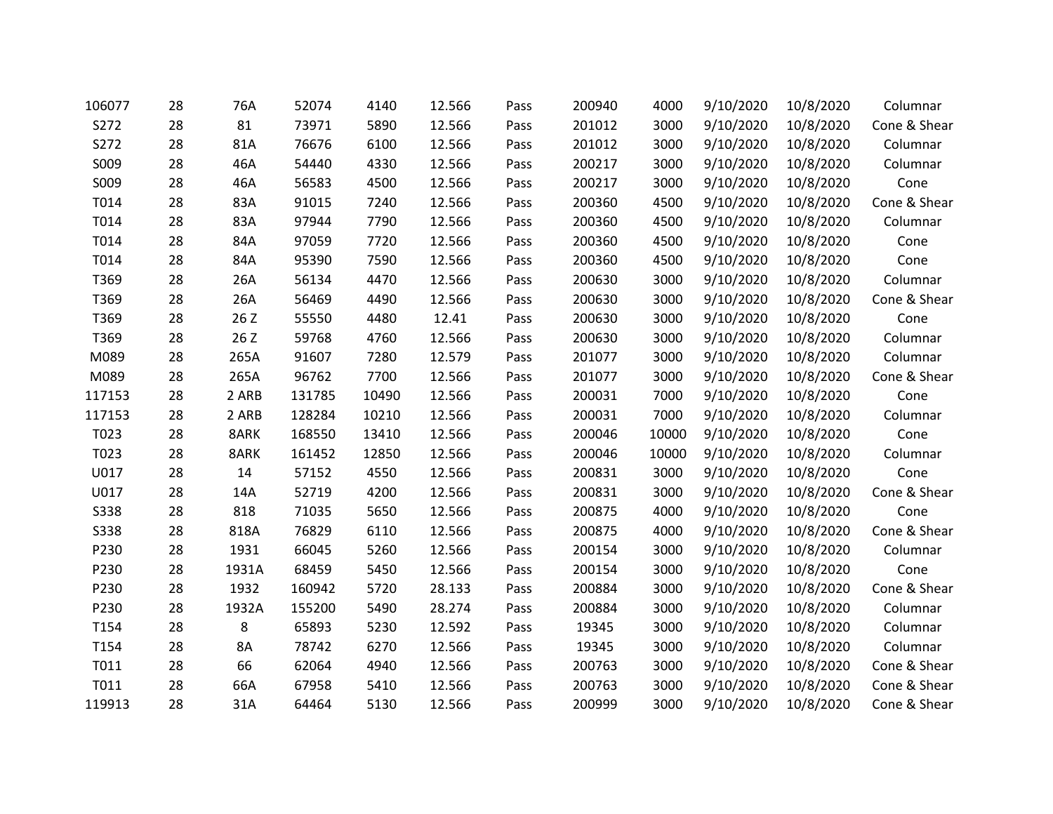| | | | | | | | | | | | |
|---|---|---|---|---|---|---|---|---|---|---|---|
| 106077 | 28 | 76A | 52074 | 4140 | 12.566 | Pass | 200940 | 4000 | 9/10/2020 | 10/8/2020 | Columnar |
| S272 | 28 | 81 | 73971 | 5890 | 12.566 | Pass | 201012 | 3000 | 9/10/2020 | 10/8/2020 | Cone & Shear |
| S272 | 28 | 81A | 76676 | 6100 | 12.566 | Pass | 201012 | 3000 | 9/10/2020 | 10/8/2020 | Columnar |
| S009 | 28 | 46A | 54440 | 4330 | 12.566 | Pass | 200217 | 3000 | 9/10/2020 | 10/8/2020 | Columnar |
| S009 | 28 | 46A | 56583 | 4500 | 12.566 | Pass | 200217 | 3000 | 9/10/2020 | 10/8/2020 | Cone |
| T014 | 28 | 83A | 91015 | 7240 | 12.566 | Pass | 200360 | 4500 | 9/10/2020 | 10/8/2020 | Cone & Shear |
| T014 | 28 | 83A | 97944 | 7790 | 12.566 | Pass | 200360 | 4500 | 9/10/2020 | 10/8/2020 | Columnar |
| T014 | 28 | 84A | 97059 | 7720 | 12.566 | Pass | 200360 | 4500 | 9/10/2020 | 10/8/2020 | Cone |
| T014 | 28 | 84A | 95390 | 7590 | 12.566 | Pass | 200360 | 4500 | 9/10/2020 | 10/8/2020 | Cone |
| T369 | 28 | 26A | 56134 | 4470 | 12.566 | Pass | 200630 | 3000 | 9/10/2020 | 10/8/2020 | Columnar |
| T369 | 28 | 26A | 56469 | 4490 | 12.566 | Pass | 200630 | 3000 | 9/10/2020 | 10/8/2020 | Cone & Shear |
| T369 | 28 | 26 Z | 55550 | 4480 | 12.41 | Pass | 200630 | 3000 | 9/10/2020 | 10/8/2020 | Cone |
| T369 | 28 | 26 Z | 59768 | 4760 | 12.566 | Pass | 200630 | 3000 | 9/10/2020 | 10/8/2020 | Columnar |
| M089 | 28 | 265A | 91607 | 7280 | 12.579 | Pass | 201077 | 3000 | 9/10/2020 | 10/8/2020 | Columnar |
| M089 | 28 | 265A | 96762 | 7700 | 12.566 | Pass | 201077 | 3000 | 9/10/2020 | 10/8/2020 | Cone & Shear |
| 117153 | 28 | 2 ARB | 131785 | 10490 | 12.566 | Pass | 200031 | 7000 | 9/10/2020 | 10/8/2020 | Cone |
| 117153 | 28 | 2 ARB | 128284 | 10210 | 12.566 | Pass | 200031 | 7000 | 9/10/2020 | 10/8/2020 | Columnar |
| T023 | 28 | 8ARK | 168550 | 13410 | 12.566 | Pass | 200046 | 10000 | 9/10/2020 | 10/8/2020 | Cone |
| T023 | 28 | 8ARK | 161452 | 12850 | 12.566 | Pass | 200046 | 10000 | 9/10/2020 | 10/8/2020 | Columnar |
| U017 | 28 | 14 | 57152 | 4550 | 12.566 | Pass | 200831 | 3000 | 9/10/2020 | 10/8/2020 | Cone |
| U017 | 28 | 14A | 52719 | 4200 | 12.566 | Pass | 200831 | 3000 | 9/10/2020 | 10/8/2020 | Cone & Shear |
| S338 | 28 | 818 | 71035 | 5650 | 12.566 | Pass | 200875 | 4000 | 9/10/2020 | 10/8/2020 | Cone |
| S338 | 28 | 818A | 76829 | 6110 | 12.566 | Pass | 200875 | 4000 | 9/10/2020 | 10/8/2020 | Cone & Shear |
| P230 | 28 | 1931 | 66045 | 5260 | 12.566 | Pass | 200154 | 3000 | 9/10/2020 | 10/8/2020 | Columnar |
| P230 | 28 | 1931A | 68459 | 5450 | 12.566 | Pass | 200154 | 3000 | 9/10/2020 | 10/8/2020 | Cone |
| P230 | 28 | 1932 | 160942 | 5720 | 28.133 | Pass | 200884 | 3000 | 9/10/2020 | 10/8/2020 | Cone & Shear |
| P230 | 28 | 1932A | 155200 | 5490 | 28.274 | Pass | 200884 | 3000 | 9/10/2020 | 10/8/2020 | Columnar |
| T154 | 28 | 8 | 65893 | 5230 | 12.592 | Pass | 19345 | 3000 | 9/10/2020 | 10/8/2020 | Columnar |
| T154 | 28 | 8A | 78742 | 6270 | 12.566 | Pass | 19345 | 3000 | 9/10/2020 | 10/8/2020 | Columnar |
| T011 | 28 | 66 | 62064 | 4940 | 12.566 | Pass | 200763 | 3000 | 9/10/2020 | 10/8/2020 | Cone & Shear |
| T011 | 28 | 66A | 67958 | 5410 | 12.566 | Pass | 200763 | 3000 | 9/10/2020 | 10/8/2020 | Cone & Shear |
| 119913 | 28 | 31A | 64464 | 5130 | 12.566 | Pass | 200999 | 3000 | 9/10/2020 | 10/8/2020 | Cone & Shear |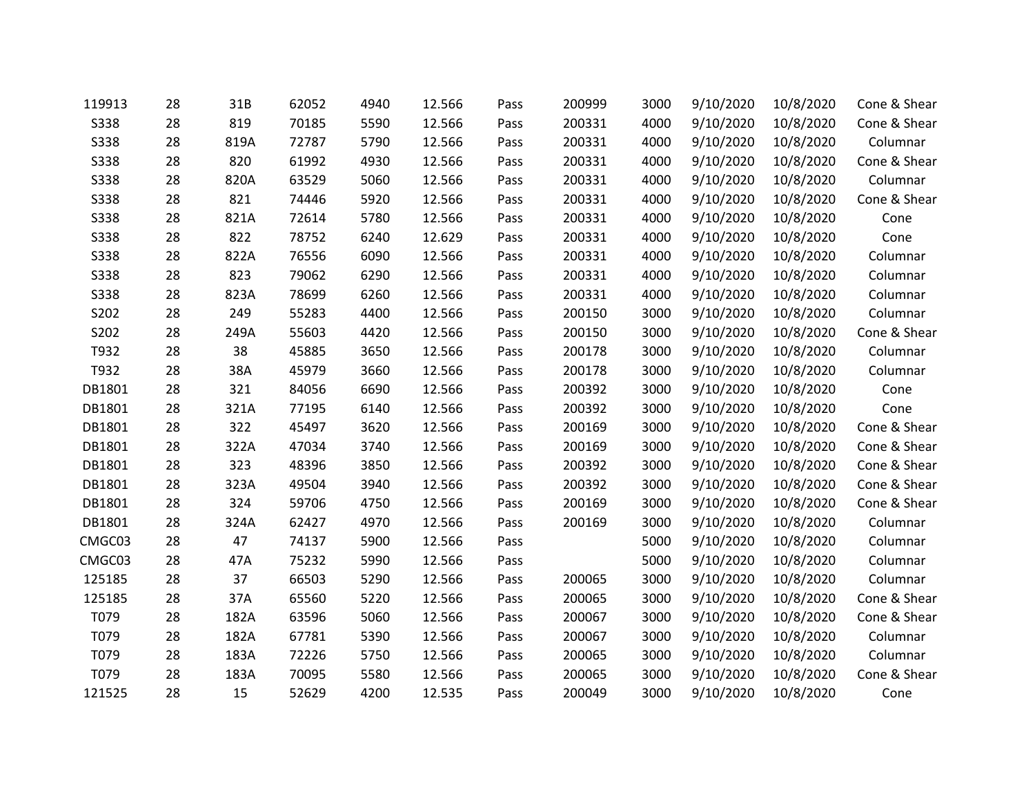| | | | | | | | | | | | |
|---|---|---|---|---|---|---|---|---|---|---|---|
| 119913 | 28 | 31B | 62052 | 4940 | 12.566 | Pass | 200999 | 3000 | 9/10/2020 | 10/8/2020 | Cone & Shear |
| S338 | 28 | 819 | 70185 | 5590 | 12.566 | Pass | 200331 | 4000 | 9/10/2020 | 10/8/2020 | Cone & Shear |
| S338 | 28 | 819A | 72787 | 5790 | 12.566 | Pass | 200331 | 4000 | 9/10/2020 | 10/8/2020 | Columnar |
| S338 | 28 | 820 | 61992 | 4930 | 12.566 | Pass | 200331 | 4000 | 9/10/2020 | 10/8/2020 | Cone & Shear |
| S338 | 28 | 820A | 63529 | 5060 | 12.566 | Pass | 200331 | 4000 | 9/10/2020 | 10/8/2020 | Columnar |
| S338 | 28 | 821 | 74446 | 5920 | 12.566 | Pass | 200331 | 4000 | 9/10/2020 | 10/8/2020 | Cone & Shear |
| S338 | 28 | 821A | 72614 | 5780 | 12.566 | Pass | 200331 | 4000 | 9/10/2020 | 10/8/2020 | Cone |
| S338 | 28 | 822 | 78752 | 6240 | 12.629 | Pass | 200331 | 4000 | 9/10/2020 | 10/8/2020 | Cone |
| S338 | 28 | 822A | 76556 | 6090 | 12.566 | Pass | 200331 | 4000 | 9/10/2020 | 10/8/2020 | Columnar |
| S338 | 28 | 823 | 79062 | 6290 | 12.566 | Pass | 200331 | 4000 | 9/10/2020 | 10/8/2020 | Columnar |
| S338 | 28 | 823A | 78699 | 6260 | 12.566 | Pass | 200331 | 4000 | 9/10/2020 | 10/8/2020 | Columnar |
| S202 | 28 | 249 | 55283 | 4400 | 12.566 | Pass | 200150 | 3000 | 9/10/2020 | 10/8/2020 | Columnar |
| S202 | 28 | 249A | 55603 | 4420 | 12.566 | Pass | 200150 | 3000 | 9/10/2020 | 10/8/2020 | Cone & Shear |
| T932 | 28 | 38 | 45885 | 3650 | 12.566 | Pass | 200178 | 3000 | 9/10/2020 | 10/8/2020 | Columnar |
| T932 | 28 | 38A | 45979 | 3660 | 12.566 | Pass | 200178 | 3000 | 9/10/2020 | 10/8/2020 | Columnar |
| DB1801 | 28 | 321 | 84056 | 6690 | 12.566 | Pass | 200392 | 3000 | 9/10/2020 | 10/8/2020 | Cone |
| DB1801 | 28 | 321A | 77195 | 6140 | 12.566 | Pass | 200392 | 3000 | 9/10/2020 | 10/8/2020 | Cone |
| DB1801 | 28 | 322 | 45497 | 3620 | 12.566 | Pass | 200169 | 3000 | 9/10/2020 | 10/8/2020 | Cone & Shear |
| DB1801 | 28 | 322A | 47034 | 3740 | 12.566 | Pass | 200169 | 3000 | 9/10/2020 | 10/8/2020 | Cone & Shear |
| DB1801 | 28 | 323 | 48396 | 3850 | 12.566 | Pass | 200392 | 3000 | 9/10/2020 | 10/8/2020 | Cone & Shear |
| DB1801 | 28 | 323A | 49504 | 3940 | 12.566 | Pass | 200392 | 3000 | 9/10/2020 | 10/8/2020 | Cone & Shear |
| DB1801 | 28 | 324 | 59706 | 4750 | 12.566 | Pass | 200169 | 3000 | 9/10/2020 | 10/8/2020 | Cone & Shear |
| DB1801 | 28 | 324A | 62427 | 4970 | 12.566 | Pass | 200169 | 3000 | 9/10/2020 | 10/8/2020 | Columnar |
| CMGC03 | 28 | 47 | 74137 | 5900 | 12.566 | Pass | | 5000 | 9/10/2020 | 10/8/2020 | Columnar |
| CMGC03 | 28 | 47A | 75232 | 5990 | 12.566 | Pass | | 5000 | 9/10/2020 | 10/8/2020 | Columnar |
| 125185 | 28 | 37 | 66503 | 5290 | 12.566 | Pass | 200065 | 3000 | 9/10/2020 | 10/8/2020 | Columnar |
| 125185 | 28 | 37A | 65560 | 5220 | 12.566 | Pass | 200065 | 3000 | 9/10/2020 | 10/8/2020 | Cone & Shear |
| T079 | 28 | 182A | 63596 | 5060 | 12.566 | Pass | 200067 | 3000 | 9/10/2020 | 10/8/2020 | Cone & Shear |
| T079 | 28 | 182A | 67781 | 5390 | 12.566 | Pass | 200067 | 3000 | 9/10/2020 | 10/8/2020 | Columnar |
| T079 | 28 | 183A | 72226 | 5750 | 12.566 | Pass | 200065 | 3000 | 9/10/2020 | 10/8/2020 | Columnar |
| T079 | 28 | 183A | 70095 | 5580 | 12.566 | Pass | 200065 | 3000 | 9/10/2020 | 10/8/2020 | Cone & Shear |
| 121525 | 28 | 15 | 52629 | 4200 | 12.535 | Pass | 200049 | 3000 | 9/10/2020 | 10/8/2020 | Cone |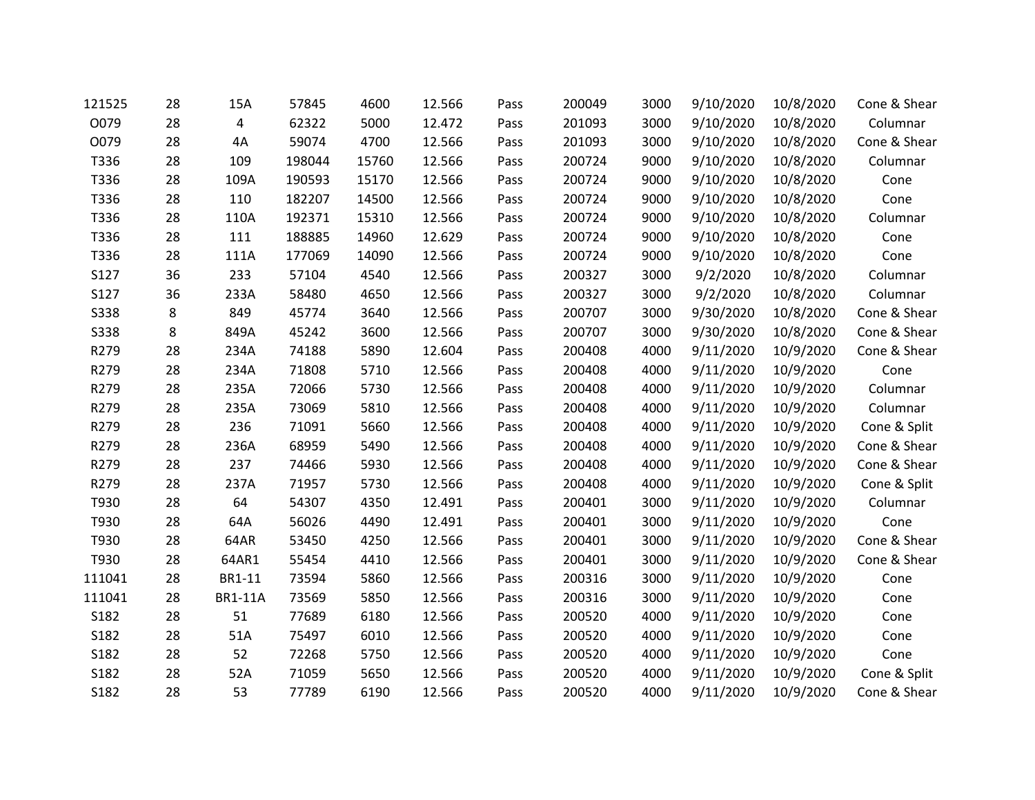| | | | | | | | | | | | |
|---|---|---|---|---|---|---|---|---|---|---|---|
| 121525 | 28 | 15A | 57845 | 4600 | 12.566 | Pass | 200049 | 3000 | 9/10/2020 | 10/8/2020 | Cone & Shear |
| O079 | 28 | 4 | 62322 | 5000 | 12.472 | Pass | 201093 | 3000 | 9/10/2020 | 10/8/2020 | Columnar |
| O079 | 28 | 4A | 59074 | 4700 | 12.566 | Pass | 201093 | 3000 | 9/10/2020 | 10/8/2020 | Cone & Shear |
| T336 | 28 | 109 | 198044 | 15760 | 12.566 | Pass | 200724 | 9000 | 9/10/2020 | 10/8/2020 | Columnar |
| T336 | 28 | 109A | 190593 | 15170 | 12.566 | Pass | 200724 | 9000 | 9/10/2020 | 10/8/2020 | Cone |
| T336 | 28 | 110 | 182207 | 14500 | 12.566 | Pass | 200724 | 9000 | 9/10/2020 | 10/8/2020 | Cone |
| T336 | 28 | 110A | 192371 | 15310 | 12.566 | Pass | 200724 | 9000 | 9/10/2020 | 10/8/2020 | Columnar |
| T336 | 28 | 111 | 188885 | 14960 | 12.629 | Pass | 200724 | 9000 | 9/10/2020 | 10/8/2020 | Cone |
| T336 | 28 | 111A | 177069 | 14090 | 12.566 | Pass | 200724 | 9000 | 9/10/2020 | 10/8/2020 | Cone |
| S127 | 36 | 233 | 57104 | 4540 | 12.566 | Pass | 200327 | 3000 | 9/2/2020 | 10/8/2020 | Columnar |
| S127 | 36 | 233A | 58480 | 4650 | 12.566 | Pass | 200327 | 3000 | 9/2/2020 | 10/8/2020 | Columnar |
| S338 | 8 | 849 | 45774 | 3640 | 12.566 | Pass | 200707 | 3000 | 9/30/2020 | 10/8/2020 | Cone & Shear |
| S338 | 8 | 849A | 45242 | 3600 | 12.566 | Pass | 200707 | 3000 | 9/30/2020 | 10/8/2020 | Cone & Shear |
| R279 | 28 | 234A | 74188 | 5890 | 12.604 | Pass | 200408 | 4000 | 9/11/2020 | 10/9/2020 | Cone & Shear |
| R279 | 28 | 234A | 71808 | 5710 | 12.566 | Pass | 200408 | 4000 | 9/11/2020 | 10/9/2020 | Cone |
| R279 | 28 | 235A | 72066 | 5730 | 12.566 | Pass | 200408 | 4000 | 9/11/2020 | 10/9/2020 | Columnar |
| R279 | 28 | 235A | 73069 | 5810 | 12.566 | Pass | 200408 | 4000 | 9/11/2020 | 10/9/2020 | Columnar |
| R279 | 28 | 236 | 71091 | 5660 | 12.566 | Pass | 200408 | 4000 | 9/11/2020 | 10/9/2020 | Cone & Split |
| R279 | 28 | 236A | 68959 | 5490 | 12.566 | Pass | 200408 | 4000 | 9/11/2020 | 10/9/2020 | Cone & Shear |
| R279 | 28 | 237 | 74466 | 5930 | 12.566 | Pass | 200408 | 4000 | 9/11/2020 | 10/9/2020 | Cone & Shear |
| R279 | 28 | 237A | 71957 | 5730 | 12.566 | Pass | 200408 | 4000 | 9/11/2020 | 10/9/2020 | Cone & Split |
| T930 | 28 | 64 | 54307 | 4350 | 12.491 | Pass | 200401 | 3000 | 9/11/2020 | 10/9/2020 | Columnar |
| T930 | 28 | 64A | 56026 | 4490 | 12.491 | Pass | 200401 | 3000 | 9/11/2020 | 10/9/2020 | Cone |
| T930 | 28 | 64AR | 53450 | 4250 | 12.566 | Pass | 200401 | 3000 | 9/11/2020 | 10/9/2020 | Cone & Shear |
| T930 | 28 | 64AR1 | 55454 | 4410 | 12.566 | Pass | 200401 | 3000 | 9/11/2020 | 10/9/2020 | Cone & Shear |
| 111041 | 28 | BR1-11 | 73594 | 5860 | 12.566 | Pass | 200316 | 3000 | 9/11/2020 | 10/9/2020 | Cone |
| 111041 | 28 | BR1-11A | 73569 | 5850 | 12.566 | Pass | 200316 | 3000 | 9/11/2020 | 10/9/2020 | Cone |
| S182 | 28 | 51 | 77689 | 6180 | 12.566 | Pass | 200520 | 4000 | 9/11/2020 | 10/9/2020 | Cone |
| S182 | 28 | 51A | 75497 | 6010 | 12.566 | Pass | 200520 | 4000 | 9/11/2020 | 10/9/2020 | Cone |
| S182 | 28 | 52 | 72268 | 5750 | 12.566 | Pass | 200520 | 4000 | 9/11/2020 | 10/9/2020 | Cone |
| S182 | 28 | 52A | 71059 | 5650 | 12.566 | Pass | 200520 | 4000 | 9/11/2020 | 10/9/2020 | Cone & Split |
| S182 | 28 | 53 | 77789 | 6190 | 12.566 | Pass | 200520 | 4000 | 9/11/2020 | 10/9/2020 | Cone & Shear |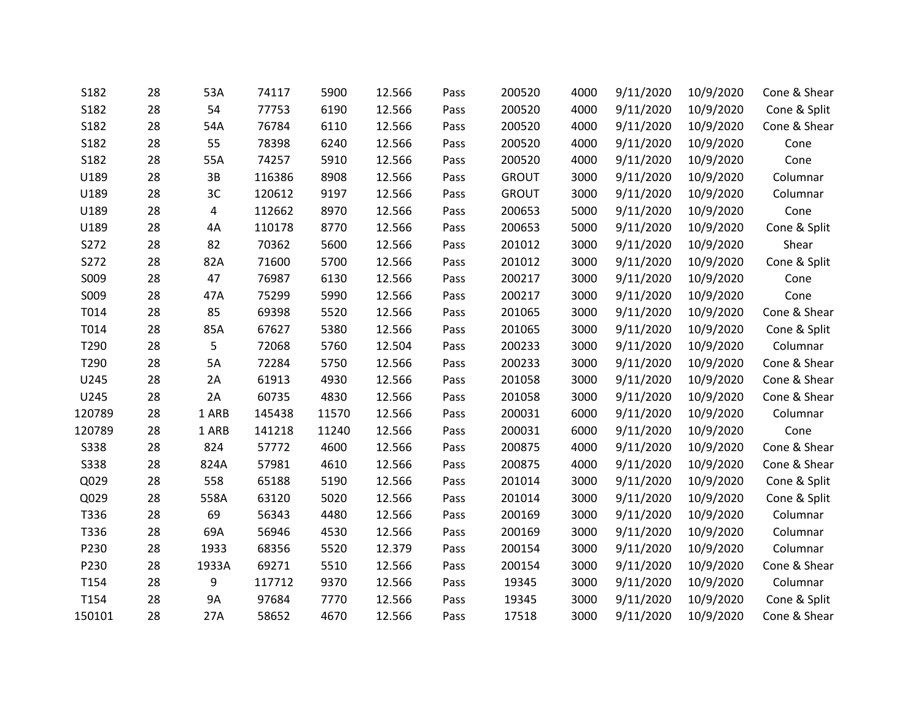| | | | | | | | | | | | |
|---|---|---|---|---|---|---|---|---|---|---|---|
| S182 | 28 | 53A | 74117 | 5900 | 12.566 | Pass | 200520 | 4000 | 9/11/2020 | 10/9/2020 | Cone & Shear |
| S182 | 28 | 54 | 77753 | 6190 | 12.566 | Pass | 200520 | 4000 | 9/11/2020 | 10/9/2020 | Cone & Split |
| S182 | 28 | 54A | 76784 | 6110 | 12.566 | Pass | 200520 | 4000 | 9/11/2020 | 10/9/2020 | Cone & Shear |
| S182 | 28 | 55 | 78398 | 6240 | 12.566 | Pass | 200520 | 4000 | 9/11/2020 | 10/9/2020 | Cone |
| S182 | 28 | 55A | 74257 | 5910 | 12.566 | Pass | 200520 | 4000 | 9/11/2020 | 10/9/2020 | Cone |
| U189 | 28 | 3B | 116386 | 8908 | 12.566 | Pass | GROUT | 3000 | 9/11/2020 | 10/9/2020 | Columnar |
| U189 | 28 | 3C | 120612 | 9197 | 12.566 | Pass | GROUT | 3000 | 9/11/2020 | 10/9/2020 | Columnar |
| U189 | 28 | 4 | 112662 | 8970 | 12.566 | Pass | 200653 | 5000 | 9/11/2020 | 10/9/2020 | Cone |
| U189 | 28 | 4A | 110178 | 8770 | 12.566 | Pass | 200653 | 5000 | 9/11/2020 | 10/9/2020 | Cone & Split |
| S272 | 28 | 82 | 70362 | 5600 | 12.566 | Pass | 201012 | 3000 | 9/11/2020 | 10/9/2020 | Shear |
| S272 | 28 | 82A | 71600 | 5700 | 12.566 | Pass | 201012 | 3000 | 9/11/2020 | 10/9/2020 | Cone & Split |
| S009 | 28 | 47 | 76987 | 6130 | 12.566 | Pass | 200217 | 3000 | 9/11/2020 | 10/9/2020 | Cone |
| S009 | 28 | 47A | 75299 | 5990 | 12.566 | Pass | 200217 | 3000 | 9/11/2020 | 10/9/2020 | Cone |
| T014 | 28 | 85 | 69398 | 5520 | 12.566 | Pass | 201065 | 3000 | 9/11/2020 | 10/9/2020 | Cone & Shear |
| T014 | 28 | 85A | 67627 | 5380 | 12.566 | Pass | 201065 | 3000 | 9/11/2020 | 10/9/2020 | Cone & Split |
| T290 | 28 | 5 | 72068 | 5760 | 12.504 | Pass | 200233 | 3000 | 9/11/2020 | 10/9/2020 | Columnar |
| T290 | 28 | 5A | 72284 | 5750 | 12.566 | Pass | 200233 | 3000 | 9/11/2020 | 10/9/2020 | Cone & Shear |
| U245 | 28 | 2A | 61913 | 4930 | 12.566 | Pass | 201058 | 3000 | 9/11/2020 | 10/9/2020 | Cone & Shear |
| U245 | 28 | 2A | 60735 | 4830 | 12.566 | Pass | 201058 | 3000 | 9/11/2020 | 10/9/2020 | Cone & Shear |
| 120789 | 28 | 1 ARB | 145438 | 11570 | 12.566 | Pass | 200031 | 6000 | 9/11/2020 | 10/9/2020 | Columnar |
| 120789 | 28 | 1 ARB | 141218 | 11240 | 12.566 | Pass | 200031 | 6000 | 9/11/2020 | 10/9/2020 | Cone |
| S338 | 28 | 824 | 57772 | 4600 | 12.566 | Pass | 200875 | 4000 | 9/11/2020 | 10/9/2020 | Cone & Shear |
| S338 | 28 | 824A | 57981 | 4610 | 12.566 | Pass | 200875 | 4000 | 9/11/2020 | 10/9/2020 | Cone & Shear |
| Q029 | 28 | 558 | 65188 | 5190 | 12.566 | Pass | 201014 | 3000 | 9/11/2020 | 10/9/2020 | Cone & Split |
| Q029 | 28 | 558A | 63120 | 5020 | 12.566 | Pass | 201014 | 3000 | 9/11/2020 | 10/9/2020 | Cone & Split |
| T336 | 28 | 69 | 56343 | 4480 | 12.566 | Pass | 200169 | 3000 | 9/11/2020 | 10/9/2020 | Columnar |
| T336 | 28 | 69A | 56946 | 4530 | 12.566 | Pass | 200169 | 3000 | 9/11/2020 | 10/9/2020 | Columnar |
| P230 | 28 | 1933 | 68356 | 5520 | 12.379 | Pass | 200154 | 3000 | 9/11/2020 | 10/9/2020 | Columnar |
| P230 | 28 | 1933A | 69271 | 5510 | 12.566 | Pass | 200154 | 3000 | 9/11/2020 | 10/9/2020 | Cone & Shear |
| T154 | 28 | 9 | 117712 | 9370 | 12.566 | Pass | 19345 | 3000 | 9/11/2020 | 10/9/2020 | Columnar |
| T154 | 28 | 9A | 97684 | 7770 | 12.566 | Pass | 19345 | 3000 | 9/11/2020 | 10/9/2020 | Cone & Split |
| 150101 | 28 | 27A | 58652 | 4670 | 12.566 | Pass | 17518 | 3000 | 9/11/2020 | 10/9/2020 | Cone & Shear |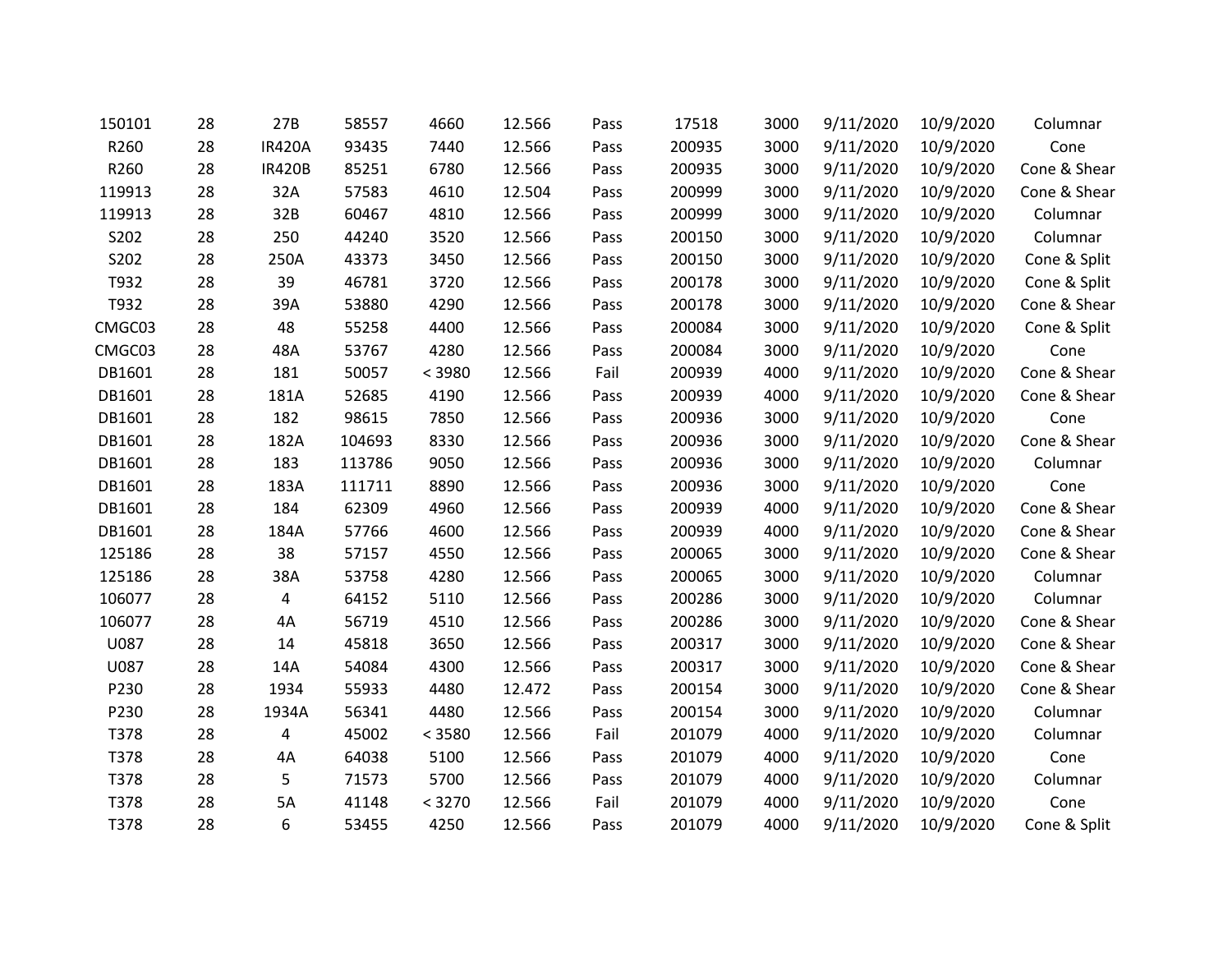| | | | | | | | | | | | |
|---|---|---|---|---|---|---|---|---|---|---|---|
| 150101 | 28 | 27B | 58557 | 4660 | 12.566 | Pass | 17518 | 3000 | 9/11/2020 | 10/9/2020 | Columnar |
| R260 | 28 | IR420A | 93435 | 7440 | 12.566 | Pass | 200935 | 3000 | 9/11/2020 | 10/9/2020 | Cone |
| R260 | 28 | IR420B | 85251 | 6780 | 12.566 | Pass | 200935 | 3000 | 9/11/2020 | 10/9/2020 | Cone & Shear |
| 119913 | 28 | 32A | 57583 | 4610 | 12.504 | Pass | 200999 | 3000 | 9/11/2020 | 10/9/2020 | Cone & Shear |
| 119913 | 28 | 32B | 60467 | 4810 | 12.566 | Pass | 200999 | 3000 | 9/11/2020 | 10/9/2020 | Columnar |
| S202 | 28 | 250 | 44240 | 3520 | 12.566 | Pass | 200150 | 3000 | 9/11/2020 | 10/9/2020 | Columnar |
| S202 | 28 | 250A | 43373 | 3450 | 12.566 | Pass | 200150 | 3000 | 9/11/2020 | 10/9/2020 | Cone & Split |
| T932 | 28 | 39 | 46781 | 3720 | 12.566 | Pass | 200178 | 3000 | 9/11/2020 | 10/9/2020 | Cone & Split |
| T932 | 28 | 39A | 53880 | 4290 | 12.566 | Pass | 200178 | 3000 | 9/11/2020 | 10/9/2020 | Cone & Shear |
| CMGC03 | 28 | 48 | 55258 | 4400 | 12.566 | Pass | 200084 | 3000 | 9/11/2020 | 10/9/2020 | Cone & Split |
| CMGC03 | 28 | 48A | 53767 | 4280 | 12.566 | Pass | 200084 | 3000 | 9/11/2020 | 10/9/2020 | Cone |
| DB1601 | 28 | 181 | 50057 | < 3980 | 12.566 | Fail | 200939 | 4000 | 9/11/2020 | 10/9/2020 | Cone & Shear |
| DB1601 | 28 | 181A | 52685 | 4190 | 12.566 | Pass | 200939 | 4000 | 9/11/2020 | 10/9/2020 | Cone & Shear |
| DB1601 | 28 | 182 | 98615 | 7850 | 12.566 | Pass | 200936 | 3000 | 9/11/2020 | 10/9/2020 | Cone |
| DB1601 | 28 | 182A | 104693 | 8330 | 12.566 | Pass | 200936 | 3000 | 9/11/2020 | 10/9/2020 | Cone & Shear |
| DB1601 | 28 | 183 | 113786 | 9050 | 12.566 | Pass | 200936 | 3000 | 9/11/2020 | 10/9/2020 | Columnar |
| DB1601 | 28 | 183A | 111711 | 8890 | 12.566 | Pass | 200936 | 3000 | 9/11/2020 | 10/9/2020 | Cone |
| DB1601 | 28 | 184 | 62309 | 4960 | 12.566 | Pass | 200939 | 4000 | 9/11/2020 | 10/9/2020 | Cone & Shear |
| DB1601 | 28 | 184A | 57766 | 4600 | 12.566 | Pass | 200939 | 4000 | 9/11/2020 | 10/9/2020 | Cone & Shear |
| 125186 | 28 | 38 | 57157 | 4550 | 12.566 | Pass | 200065 | 3000 | 9/11/2020 | 10/9/2020 | Cone & Shear |
| 125186 | 28 | 38A | 53758 | 4280 | 12.566 | Pass | 200065 | 3000 | 9/11/2020 | 10/9/2020 | Columnar |
| 106077 | 28 | 4 | 64152 | 5110 | 12.566 | Pass | 200286 | 3000 | 9/11/2020 | 10/9/2020 | Columnar |
| 106077 | 28 | 4A | 56719 | 4510 | 12.566 | Pass | 200286 | 3000 | 9/11/2020 | 10/9/2020 | Cone & Shear |
| U087 | 28 | 14 | 45818 | 3650 | 12.566 | Pass | 200317 | 3000 | 9/11/2020 | 10/9/2020 | Cone & Shear |
| U087 | 28 | 14A | 54084 | 4300 | 12.566 | Pass | 200317 | 3000 | 9/11/2020 | 10/9/2020 | Cone & Shear |
| P230 | 28 | 1934 | 55933 | 4480 | 12.472 | Pass | 200154 | 3000 | 9/11/2020 | 10/9/2020 | Cone & Shear |
| P230 | 28 | 1934A | 56341 | 4480 | 12.566 | Pass | 200154 | 3000 | 9/11/2020 | 10/9/2020 | Columnar |
| T378 | 28 | 4 | 45002 | < 3580 | 12.566 | Fail | 201079 | 4000 | 9/11/2020 | 10/9/2020 | Columnar |
| T378 | 28 | 4A | 64038 | 5100 | 12.566 | Pass | 201079 | 4000 | 9/11/2020 | 10/9/2020 | Cone |
| T378 | 28 | 5 | 71573 | 5700 | 12.566 | Pass | 201079 | 4000 | 9/11/2020 | 10/9/2020 | Columnar |
| T378 | 28 | 5A | 41148 | < 3270 | 12.566 | Fail | 201079 | 4000 | 9/11/2020 | 10/9/2020 | Cone |
| T378 | 28 | 6 | 53455 | 4250 | 12.566 | Pass | 201079 | 4000 | 9/11/2020 | 10/9/2020 | Cone & Split |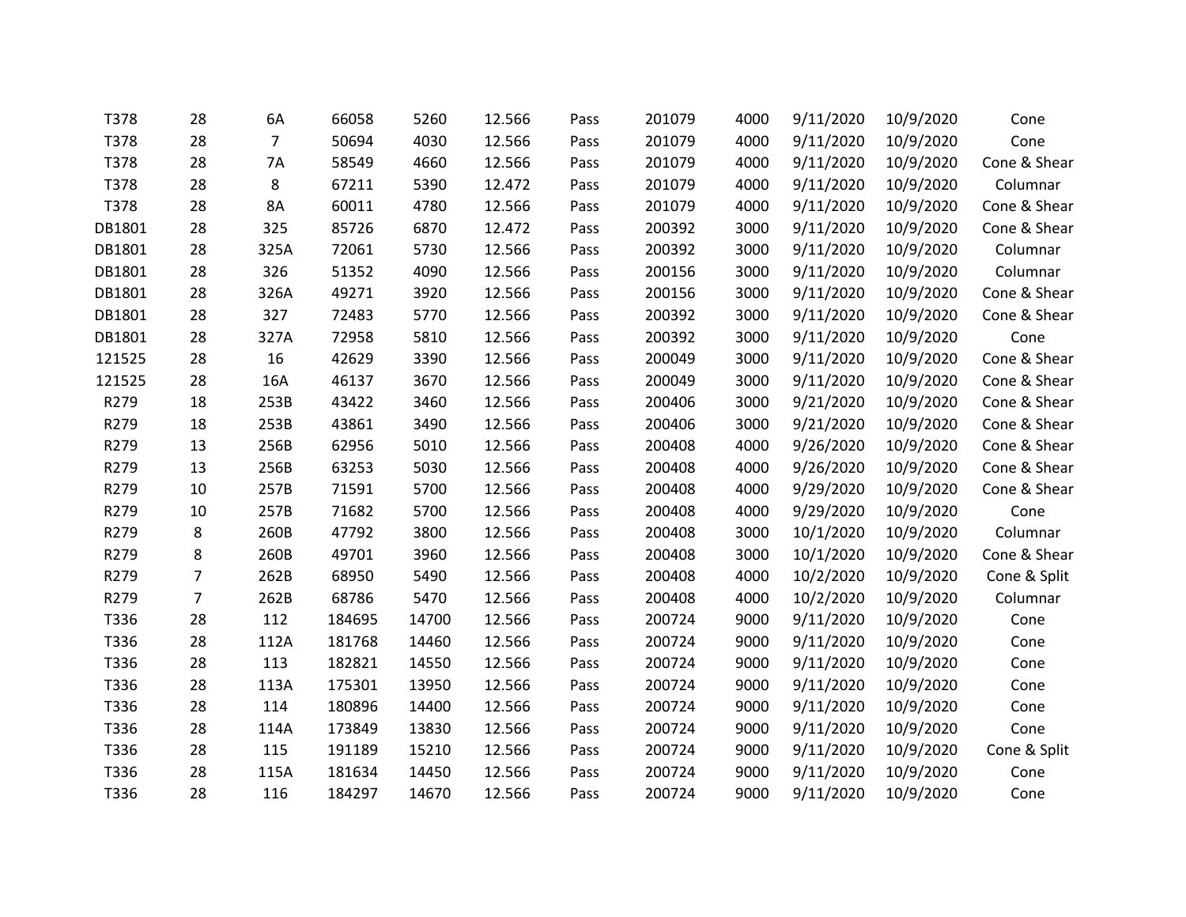| | | | | | | | | | | | |
|---|---|---|---|---|---|---|---|---|---|---|---|
| T378 | 28 | 6A | 66058 | 5260 | 12.566 | Pass | 201079 | 4000 | 9/11/2020 | 10/9/2020 | Cone |
| T378 | 28 | 7 | 50694 | 4030 | 12.566 | Pass | 201079 | 4000 | 9/11/2020 | 10/9/2020 | Cone |
| T378 | 28 | 7A | 58549 | 4660 | 12.566 | Pass | 201079 | 4000 | 9/11/2020 | 10/9/2020 | Cone & Shear |
| T378 | 28 | 8 | 67211 | 5390 | 12.472 | Pass | 201079 | 4000 | 9/11/2020 | 10/9/2020 | Columnar |
| T378 | 28 | 8A | 60011 | 4780 | 12.566 | Pass | 201079 | 4000 | 9/11/2020 | 10/9/2020 | Cone & Shear |
| DB1801 | 28 | 325 | 85726 | 6870 | 12.472 | Pass | 200392 | 3000 | 9/11/2020 | 10/9/2020 | Cone & Shear |
| DB1801 | 28 | 325A | 72061 | 5730 | 12.566 | Pass | 200392 | 3000 | 9/11/2020 | 10/9/2020 | Columnar |
| DB1801 | 28 | 326 | 51352 | 4090 | 12.566 | Pass | 200156 | 3000 | 9/11/2020 | 10/9/2020 | Columnar |
| DB1801 | 28 | 326A | 49271 | 3920 | 12.566 | Pass | 200156 | 3000 | 9/11/2020 | 10/9/2020 | Cone & Shear |
| DB1801 | 28 | 327 | 72483 | 5770 | 12.566 | Pass | 200392 | 3000 | 9/11/2020 | 10/9/2020 | Cone & Shear |
| DB1801 | 28 | 327A | 72958 | 5810 | 12.566 | Pass | 200392 | 3000 | 9/11/2020 | 10/9/2020 | Cone |
| 121525 | 28 | 16 | 42629 | 3390 | 12.566 | Pass | 200049 | 3000 | 9/11/2020 | 10/9/2020 | Cone & Shear |
| 121525 | 28 | 16A | 46137 | 3670 | 12.566 | Pass | 200049 | 3000 | 9/11/2020 | 10/9/2020 | Cone & Shear |
| R279 | 18 | 253B | 43422 | 3460 | 12.566 | Pass | 200406 | 3000 | 9/21/2020 | 10/9/2020 | Cone & Shear |
| R279 | 18 | 253B | 43861 | 3490 | 12.566 | Pass | 200406 | 3000 | 9/21/2020 | 10/9/2020 | Cone & Shear |
| R279 | 13 | 256B | 62956 | 5010 | 12.566 | Pass | 200408 | 4000 | 9/26/2020 | 10/9/2020 | Cone & Shear |
| R279 | 13 | 256B | 63253 | 5030 | 12.566 | Pass | 200408 | 4000 | 9/26/2020 | 10/9/2020 | Cone & Shear |
| R279 | 10 | 257B | 71591 | 5700 | 12.566 | Pass | 200408 | 4000 | 9/29/2020 | 10/9/2020 | Cone & Shear |
| R279 | 10 | 257B | 71682 | 5700 | 12.566 | Pass | 200408 | 4000 | 9/29/2020 | 10/9/2020 | Cone |
| R279 | 8 | 260B | 47792 | 3800 | 12.566 | Pass | 200408 | 3000 | 10/1/2020 | 10/9/2020 | Columnar |
| R279 | 8 | 260B | 49701 | 3960 | 12.566 | Pass | 200408 | 3000 | 10/1/2020 | 10/9/2020 | Cone & Shear |
| R279 | 7 | 262B | 68950 | 5490 | 12.566 | Pass | 200408 | 4000 | 10/2/2020 | 10/9/2020 | Cone & Split |
| R279 | 7 | 262B | 68786 | 5470 | 12.566 | Pass | 200408 | 4000 | 10/2/2020 | 10/9/2020 | Columnar |
| T336 | 28 | 112 | 184695 | 14700 | 12.566 | Pass | 200724 | 9000 | 9/11/2020 | 10/9/2020 | Cone |
| T336 | 28 | 112A | 181768 | 14460 | 12.566 | Pass | 200724 | 9000 | 9/11/2020 | 10/9/2020 | Cone |
| T336 | 28 | 113 | 182821 | 14550 | 12.566 | Pass | 200724 | 9000 | 9/11/2020 | 10/9/2020 | Cone |
| T336 | 28 | 113A | 175301 | 13950 | 12.566 | Pass | 200724 | 9000 | 9/11/2020 | 10/9/2020 | Cone |
| T336 | 28 | 114 | 180896 | 14400 | 12.566 | Pass | 200724 | 9000 | 9/11/2020 | 10/9/2020 | Cone |
| T336 | 28 | 114A | 173849 | 13830 | 12.566 | Pass | 200724 | 9000 | 9/11/2020 | 10/9/2020 | Cone |
| T336 | 28 | 115 | 191189 | 15210 | 12.566 | Pass | 200724 | 9000 | 9/11/2020 | 10/9/2020 | Cone & Split |
| T336 | 28 | 115A | 181634 | 14450 | 12.566 | Pass | 200724 | 9000 | 9/11/2020 | 10/9/2020 | Cone |
| T336 | 28 | 116 | 184297 | 14670 | 12.566 | Pass | 200724 | 9000 | 9/11/2020 | 10/9/2020 | Cone |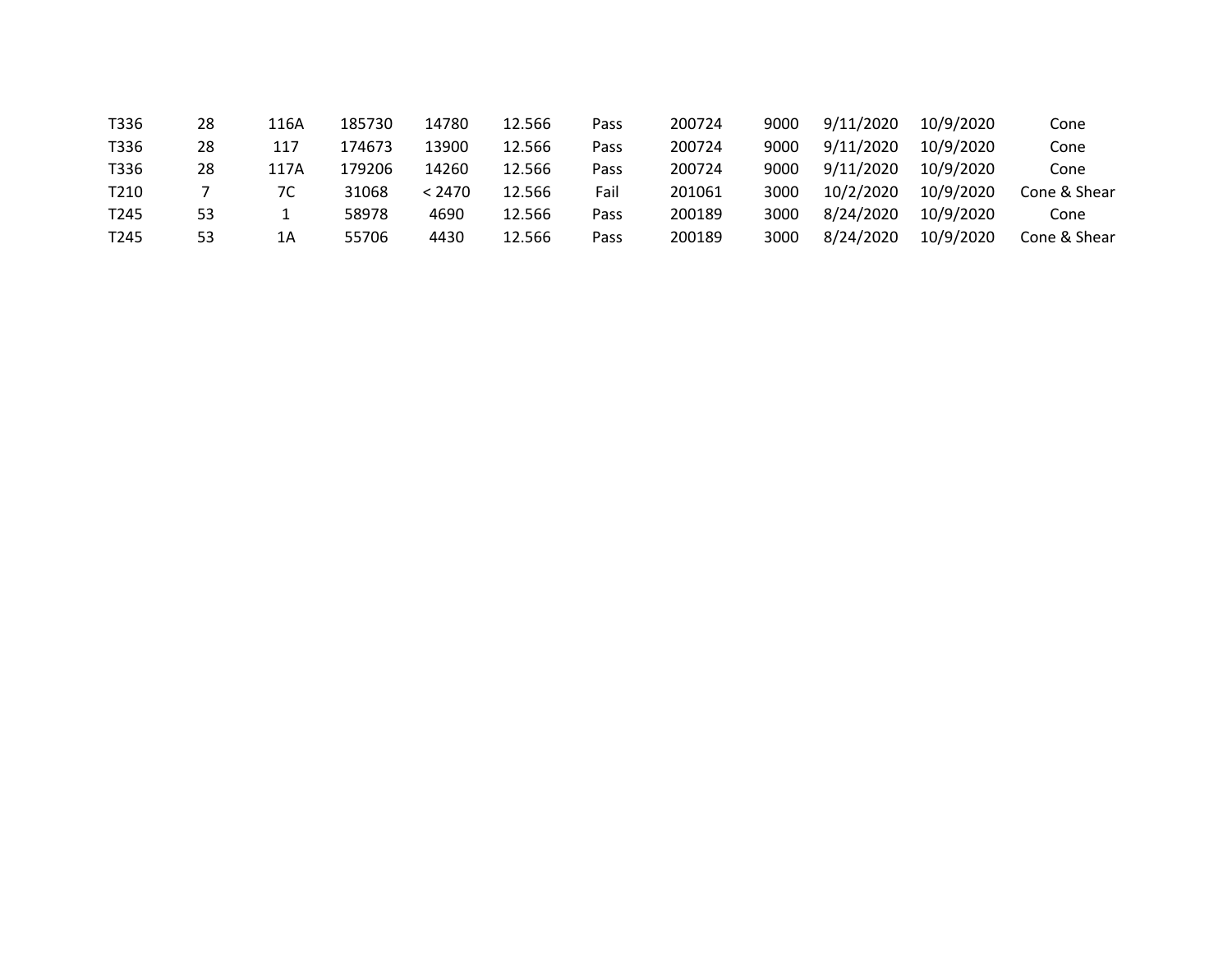| | | | | | | | | | | | |
|---|---|---|---|---|---|---|---|---|---|---|---|
| T336 | 28 | 116A | 185730 | 14780 | 12.566 | Pass | 200724 | 9000 | 9/11/2020 | 10/9/2020 | Cone |
| T336 | 28 | 117 | 174673 | 13900 | 12.566 | Pass | 200724 | 9000 | 9/11/2020 | 10/9/2020 | Cone |
| T336 | 28 | 117A | 179206 | 14260 | 12.566 | Pass | 200724 | 9000 | 9/11/2020 | 10/9/2020 | Cone |
| T210 | 7 | 7C | 31068 | < 2470 | 12.566 | Fail | 201061 | 3000 | 10/2/2020 | 10/9/2020 | Cone & Shear |
| T245 | 53 | 1 | 58978 | 4690 | 12.566 | Pass | 200189 | 3000 | 8/24/2020 | 10/9/2020 | Cone |
| T245 | 53 | 1A | 55706 | 4430 | 12.566 | Pass | 200189 | 3000 | 8/24/2020 | 10/9/2020 | Cone & Shear |